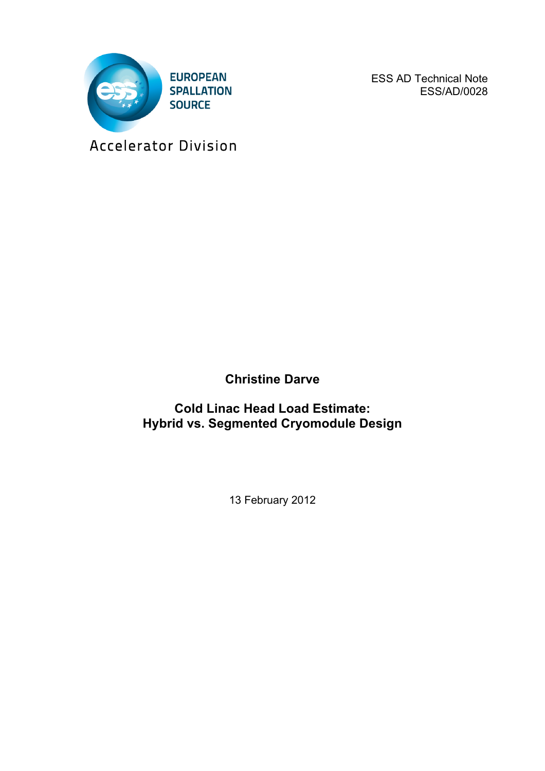EUROPEAN
SPALLATION
SOURCE

Accelerator Division

ESS AD Technical Note
ESS/AD/0028

**Christine Darve**

**Cold Linac Head Load Estimate:**
**Hybrid vs. Segmented Cryomodule Design**

13 February 2012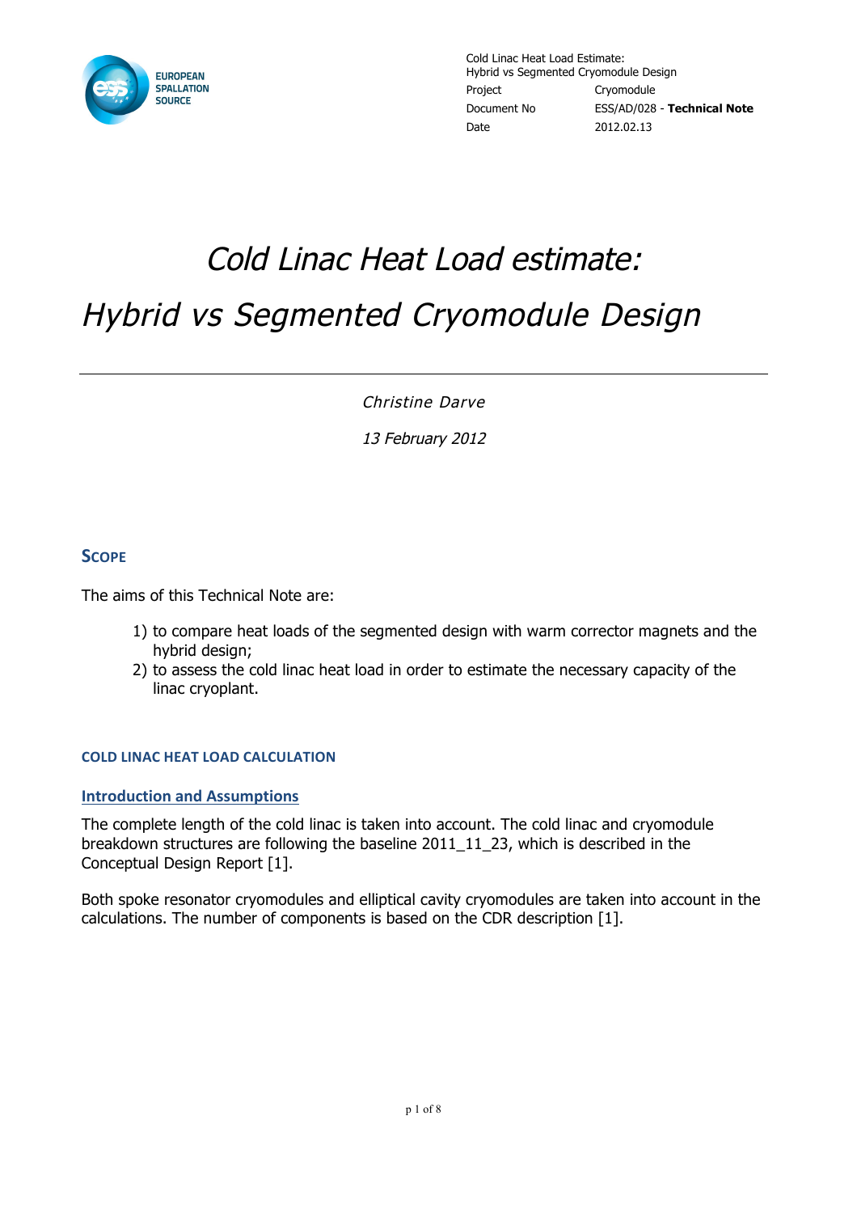# *Cold Linac Heat Load estimate:*

# *Hybrid vs Segmented Cryomodule Design*

*Christine Darve*

*13 February 2012*

## SCOPE

The aims of this Technical Note are:

1) to compare heat loads of the segmented design with warm corrector magnets and the hybrid design;
2) to assess the cold linac heat load in order to estimate the necessary capacity of the linac cryoplant.

### COLD LINAC HEAT LOAD CALCULATION

#### Introduction and Assumptions

The complete length of the cold linac is taken into account. The cold linac and cryomodule breakdown structures are following the baseline 2011_11_23, which is described in the Conceptual Design Report [1].

Both spoke resonator cryomodules and elliptical cavity cryomodules are taken into account in the calculations. The number of components is based on the CDR description [1].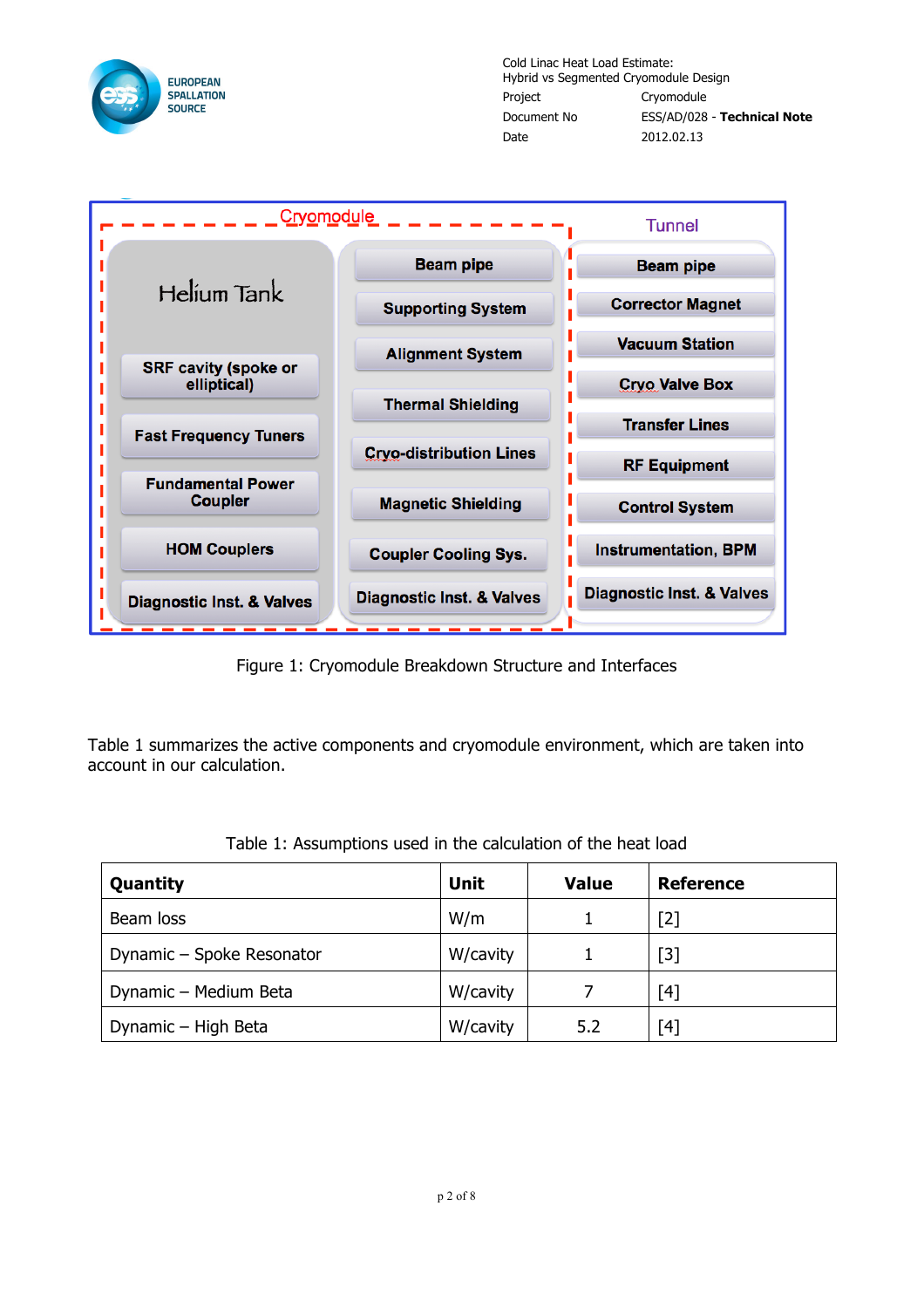| Cryomodule | | Tunnel |
|---|---|---|
| Helium Tank | Beam pipe | Beam pipe |
| SRF cavity (spoke or elliptical) | Supporting System | Corrector Magnet |
| Fast Frequency Tuners | Alignment System | Vacuum Station |
| Fundamental Power Coupler | Thermal Shielding | Cryo Valve Box |
| HOM Couplers | Cryo-distribution Lines | Transfer Lines |
| Diagnostic Inst. & Valves | Magnetic Shielding | RF Equipment |
| | Coupler Cooling Sys. | Control System |
| | Diagnostic Inst. & Valves | Instrumentation, BPM |
| | | Diagnostic Inst. & Valves |

Figure 1: Cryomodule Breakdown Structure and Interfaces

Table 1 summarizes the active components and cryomodule environment, which are taken into account in our calculation.

Table 1: Assumptions used in the calculation of the heat load

| Quantity | Unit | Value | Reference |
|---|---|---|---|
| Beam loss | W/m | 1 | [2] |
| Dynamic – Spoke Resonator | W/cavity | 1 | [3] |
| Dynamic – Medium Beta | W/cavity | 7 | [4] |
| Dynamic – High Beta | W/cavity | 5.2 | [4] |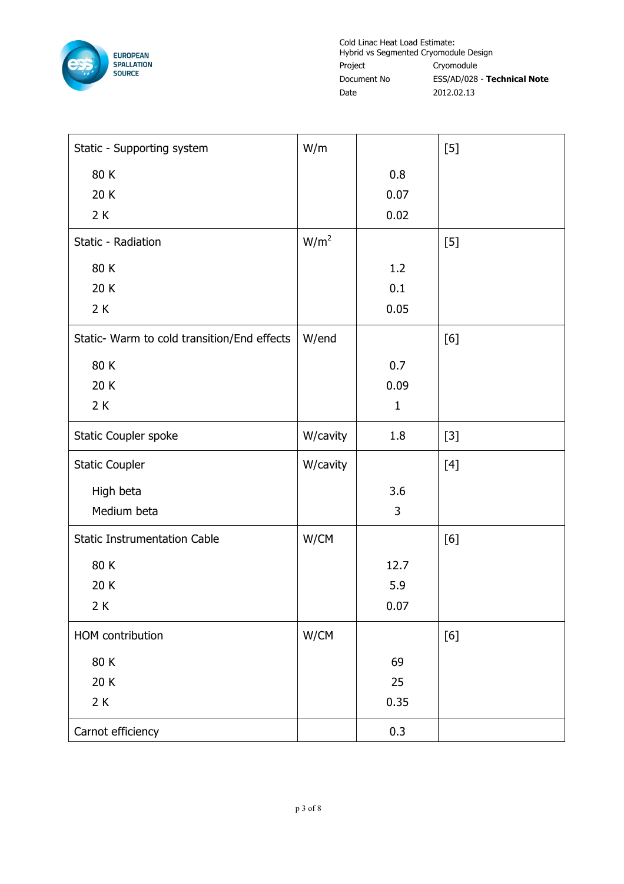| | | | |
|---|---|---|---|
| Static - Supporting system | W/m | | [5] |
| 80 K | | 0.8 | |
| 20 K | | 0.07 | |
| 2 K | | 0.02 | |
| Static - Radiation | $W/m^2$ | | [5] |
| 80 K | | 1.2 | |
| 20 K | | 0.1 | |
| 2 K | | 0.05 | |
| Static- Warm to cold transition/End effects | W/end | | [6] |
| 80 K | | 0.7 | |
| 20 K | | 0.09 | |
| 2 K | | 1 | |
| Static Coupler spoke | W/cavity | 1.8 | [3] |
| Static Coupler | W/cavity | | [4] |
| High beta | | 3.6 | |
| Medium beta | | 3 | |
| Static Instrumentation Cable | W/CM | | [6] |
| 80 K | | 12.7 | |
| 20 K | | 5.9 | |
| 2 K | | 0.07 | |
| HOM contribution | W/CM | | [6] |
| 80 K | | 69 | |
| 20 K | | 25 | |
| 2 K | | 0.35 | |
| Carnot efficiency | | 0.3 | |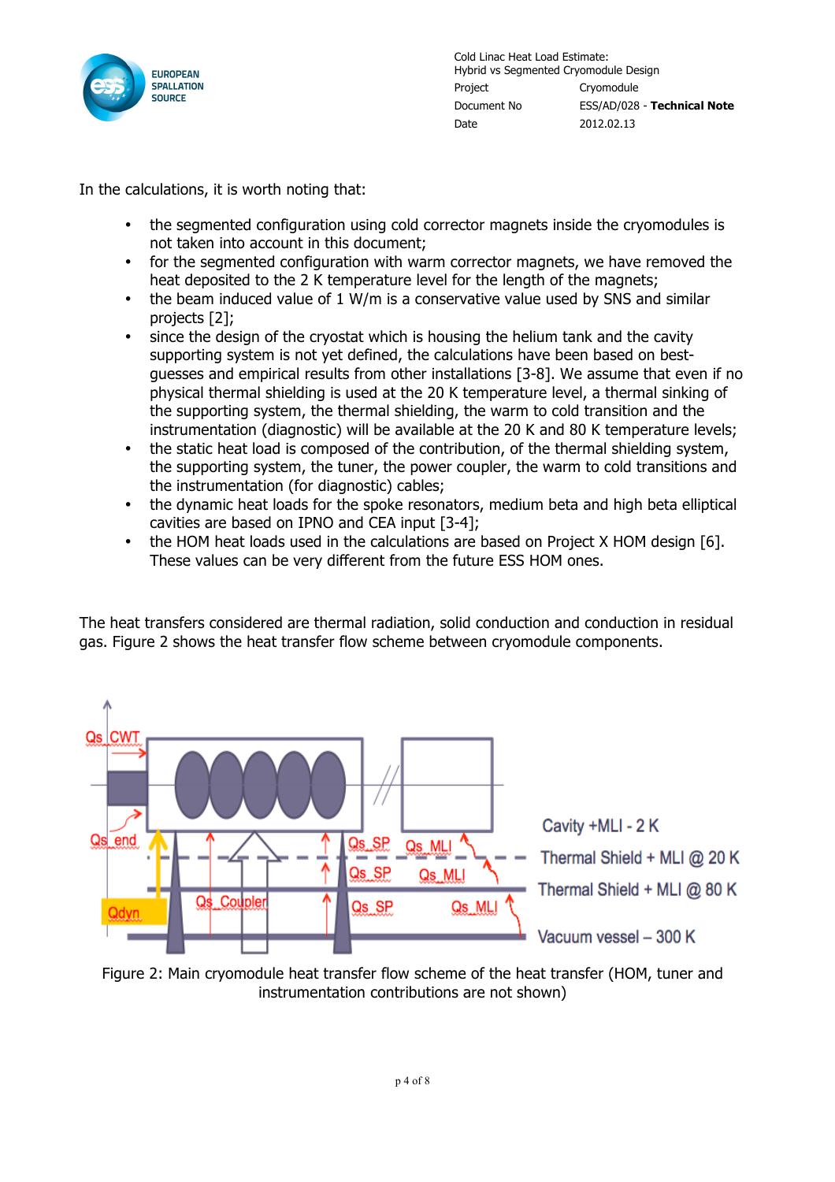In the calculations, it is worth noting that:

- the segmented configuration using cold corrector magnets inside the cryomodules is not taken into account in this document;
- for the segmented configuration with warm corrector magnets, we have removed the heat deposited to the 2 K temperature level for the length of the magnets;
- the beam induced value of 1 W/m is a conservative value used by SNS and similar projects [2];
- since the design of the cryostat which is housing the helium tank and the cavity supporting system is not yet defined, the calculations have been based on best-guesses and empirical results from other installations [3-8]. We assume that even if no physical thermal shielding is used at the 20 K temperature level, a thermal sinking of the supporting system, the thermal shielding, the warm to cold transition and the instrumentation (diagnostic) will be available at the 20 K and 80 K temperature levels;
- the static heat load is composed of the contribution, of the thermal shielding system, the supporting system, the tuner, the power coupler, the warm to cold transitions and the instrumentation (for diagnostic) cables;
- the dynamic heat loads for the spoke resonators, medium beta and high beta elliptical cavities are based on IPNO and CEA input [3-4];
- the HOM heat loads used in the calculations are based on Project X HOM design [6]. These values can be very different from the future ESS HOM ones.

The heat transfers considered are thermal radiation, solid conduction and conduction in residual gas. Figure 2 shows the heat transfer flow scheme between cryomodule components.

Figure 2: Main cryomodule heat transfer flow scheme of the heat transfer (HOM, tuner and instrumentation contributions are not shown)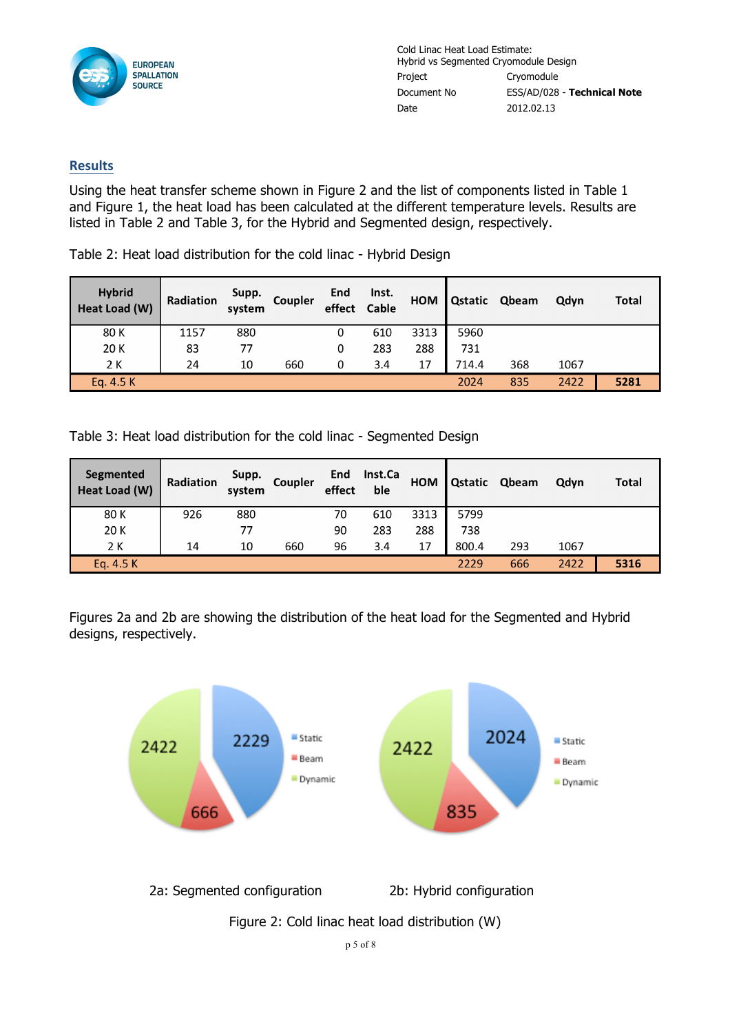## Results

Using the heat transfer scheme shown in Figure 2 and the list of components listed in Table 1 and Figure 1, the heat load has been calculated at the different temperature levels. Results are listed in Table 2 and Table 3, for the Hybrid and Segmented design, respectively.

Table 2: Heat load distribution for the cold linac - Hybrid Design

| Hybrid Heat Load (W) | Radiation | Supp. system | Coupler | End effect | Inst. Cable | HOM | Qstatic | Qbeam | Qdyn | Total |
|---|---|---|---|---|---|---|---|---|---|---|
| 80 K | 1157 | 880 | | 0 | 610 | 3313 | 5960 | | | |
| 20 K | 83 | 77 | | 0 | 283 | 288 | 731 | | | |
| 2 K | 24 | 10 | 660 | 0 | 3.4 | 17 | 714.4 | 368 | 1067 | |
| Eq. 4.5 K | | | | | | | 2024 | 835 | 2422 | **5281** |

Table 3: Heat load distribution for the cold linac - Segmented Design

| Segmented Heat Load (W) | Radiation | Supp. system | Coupler | End effect | Inst.Cable | HOM | Qstatic | Qbeam | Qdyn | Total |
|---|---|---|---|---|---|---|---|---|---|---|
| 80 K | 926 | 880 | | 70 | 610 | 3313 | 5799 | | | |
| 20 K | | 77 | | 90 | 283 | 288 | 738 | | | |
| 2 K | 14 | 10 | 660 | 96 | 3.4 | 17 | 800.4 | 293 | 1067 | |
| Eq. 4.5 K | | | | | | | 2229 | 666 | 2422 | **5316** |

Figures 2a and 2b are showing the distribution of the heat load for the Segmented and Hybrid designs, respectively.

2a: Segmented configuration — Static: 2229, Beam: 666, Dynamic: 2422

2b: Hybrid configuration — Static: 2024, Beam: 835, Dynamic: 2422

Figure 2: Cold linac heat load distribution (W)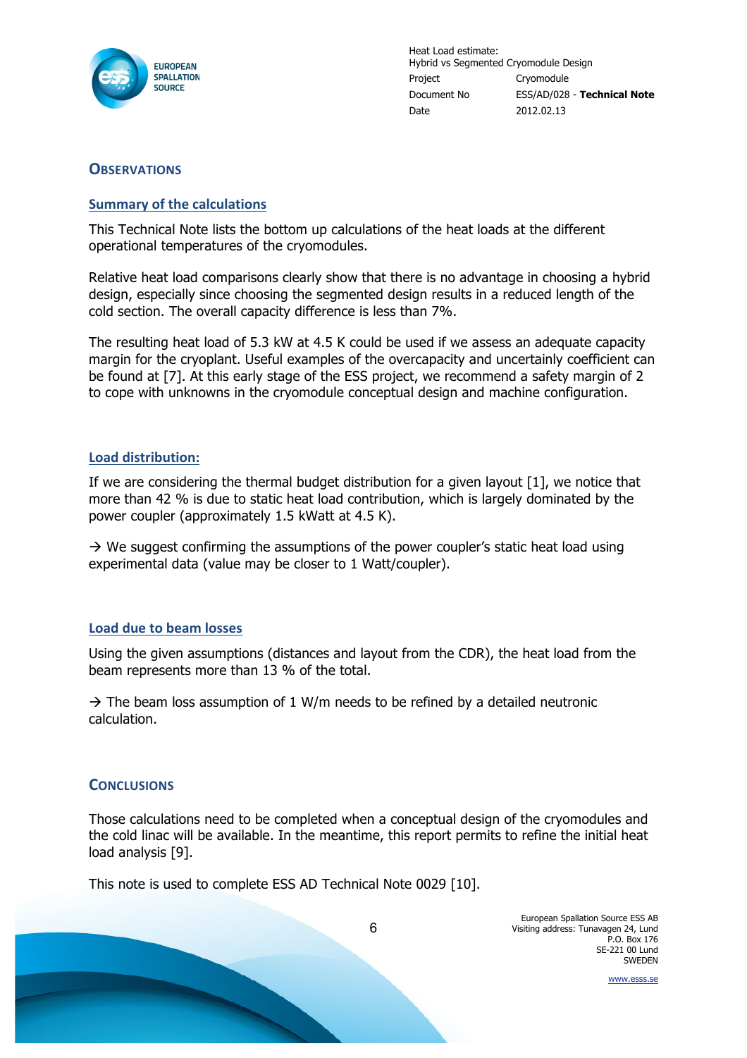## OBSERVATIONS

### Summary of the calculations

This Technical Note lists the bottom up calculations of the heat loads at the different operational temperatures of the cryomodules.

Relative heat load comparisons clearly show that there is no advantage in choosing a hybrid design, especially since choosing the segmented design results in a reduced length of the cold section. The overall capacity difference is less than 7%.

The resulting heat load of 5.3 kW at 4.5 K could be used if we assess an adequate capacity margin for the cryoplant. Useful examples of the overcapacity and uncertainly coefficient can be found at [7]. At this early stage of the ESS project, we recommend a safety margin of 2 to cope with unknowns in the cryomodule conceptual design and machine configuration.

### Load distribution:

If we are considering the thermal budget distribution for a given layout [1], we notice that more than 42 % is due to static heat load contribution, which is largely dominated by the power coupler (approximately 1.5 kWatt at 4.5 K).

→ We suggest confirming the assumptions of the power coupler's static heat load using experimental data (value may be closer to 1 Watt/coupler).

### Load due to beam losses

Using the given assumptions (distances and layout from the CDR), the heat load from the beam represents more than 13 % of the total.

→ The beam loss assumption of 1 W/m needs to be refined by a detailed neutronic calculation.

## CONCLUSIONS

Those calculations need to be completed when a conceptual design of the cryomodules and the cold linac will be available. In the meantime, this report permits to refine the initial heat load analysis [9].

This note is used to complete ESS AD Technical Note 0029 [10].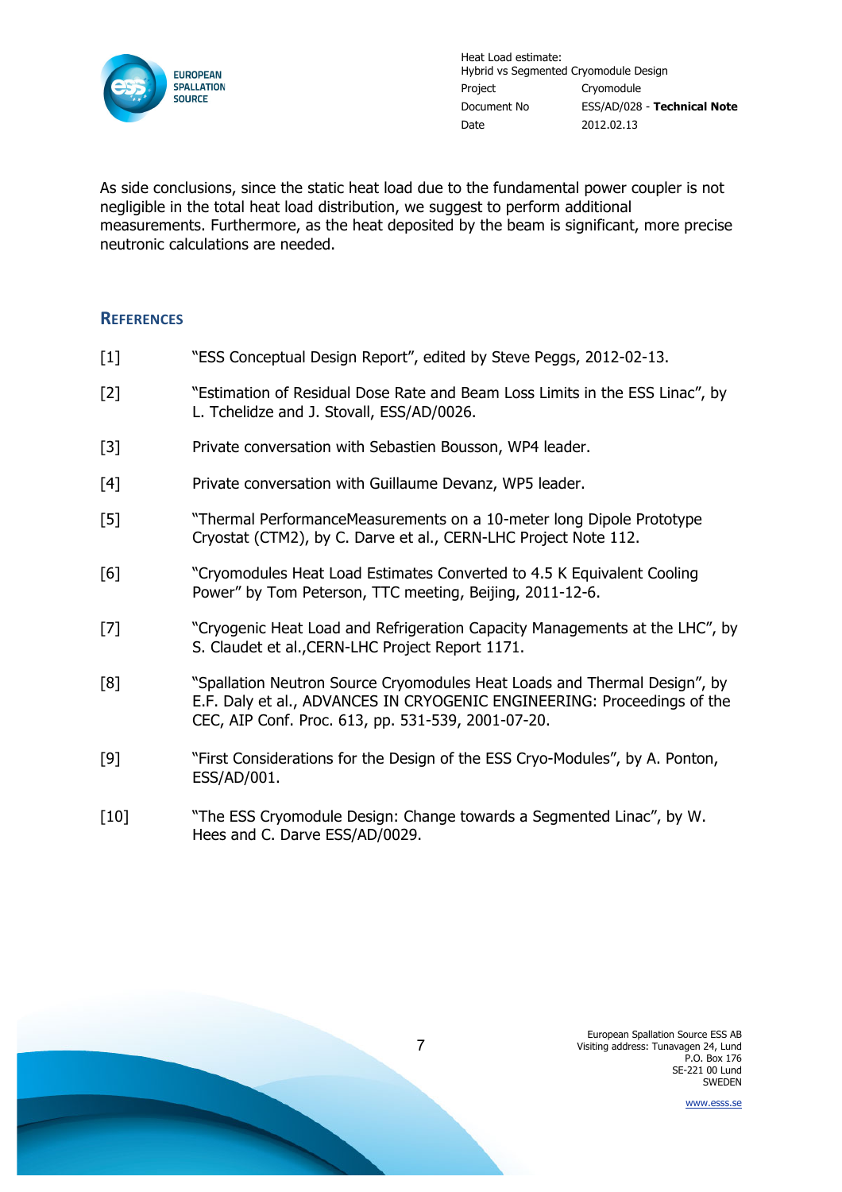As side conclusions, since the static heat load due to the fundamental power coupler is not negligible in the total heat load distribution, we suggest to perform additional measurements. Furthermore, as the heat deposited by the beam is significant, more precise neutronic calculations are needed.

## References

[1] "ESS Conceptual Design Report", edited by Steve Peggs, 2012-02-13.

[2] "Estimation of Residual Dose Rate and Beam Loss Limits in the ESS Linac", by L. Tchelidze and J. Stovall, ESS/AD/0026.

[3] Private conversation with Sebastien Bousson, WP4 leader.

[4] Private conversation with Guillaume Devanz, WP5 leader.

[5] "Thermal PerformanceMeasurements on a 10-meter long Dipole Prototype Cryostat (CTM2), by C. Darve et al., CERN-LHC Project Note 112.

[6] "Cryomodules Heat Load Estimates Converted to 4.5 K Equivalent Cooling Power" by Tom Peterson, TTC meeting, Beijing, 2011-12-6.

[7] "Cryogenic Heat Load and Refrigeration Capacity Managements at the LHC", by S. Claudet et al.,CERN-LHC Project Report 1171.

[8] "Spallation Neutron Source Cryomodules Heat Loads and Thermal Design", by E.F. Daly et al., ADVANCES IN CRYOGENIC ENGINEERING: Proceedings of the CEC, AIP Conf. Proc. 613, pp. 531-539, 2001-07-20.

[9] "First Considerations for the Design of the ESS Cryo-Modules", by A. Ponton, ESS/AD/001.

[10] "The ESS Cryomodule Design: Change towards a Segmented Linac", by W. Hees and C. Darve ESS/AD/0029.